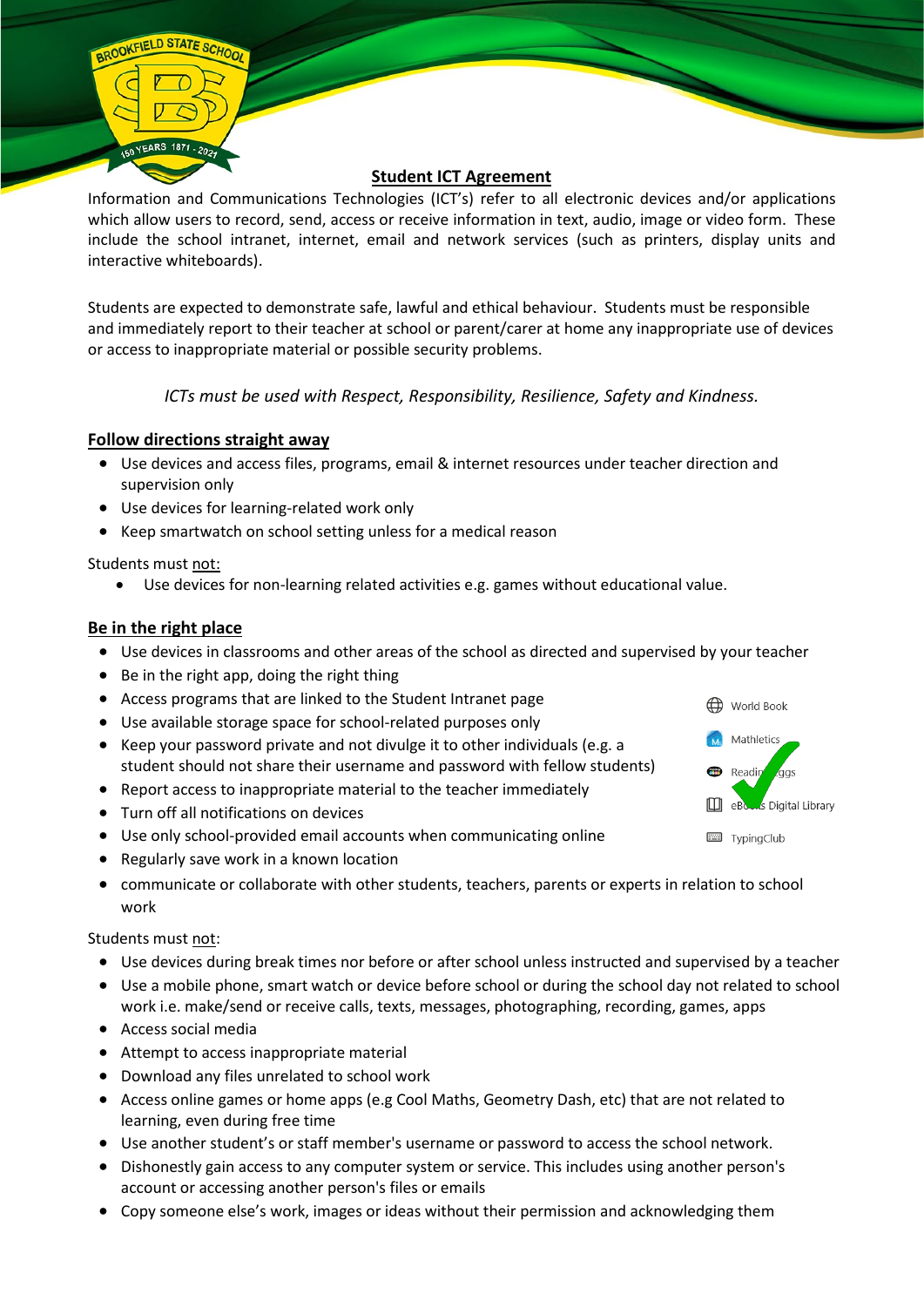# Student ICT Agreement

Information and Communications Technologies (ICT's) refer to all electronic devices and/or applications which allow users to record, send, access or receive information in text, audio, image or video form. These include the school intranet, internet, email and network services (such as printers, display units and interactive whiteboards).

Students are expected to demonstrate safe, lawful and ethical behaviour. Students must be responsible and immediately report to their teacher at school or parent/carer at home any inappropriate use of devices or access to inappropriate material or possible security problems.

*ICTs must be used with Respect, Responsibility, Resilience, Safety and Kindness.*

## Follow directions straight away

- Use devices and access files, programs, email & internet resources under teacher direction and supervision only
- Use devices for learning-related work only
- Keep smartwatch on school setting unless for a medical reason

Students must not:

- Use devices for non-learning related activities e.g. games without educational value.

## Be in the right place

- Use devices in classrooms and other areas of the school as directed and supervised by your teacher
- Be in the right app, doing the right thing
- Access programs that are linked to the Student Intranet page
- Use available storage space for school-related purposes only
- Keep your password private and not divulge it to other individuals (e.g. a student should not share their username and password with fellow students)
- Report access to inappropriate material to the teacher immediately
- Turn off all notifications on devices
- Use only school-provided email accounts when communicating online
- Regularly save work in a known location
- communicate or collaborate with other students, teachers, parents or experts in relation to school work

World Book
Mathletics
Reading Eggs
eBooks Digital Library
TypingClub

Students must not:

- Use devices during break times nor before or after school unless instructed and supervised by a teacher
- Use a mobile phone, smart watch or device before school or during the school day not related to school work i.e. make/send or receive calls, texts, messages, photographing, recording, games, apps
- Access social media
- Attempt to access inappropriate material
- Download any files unrelated to school work
- Access online games or home apps (e.g Cool Maths, Geometry Dash, etc) that are not related to learning, even during free time
- Use another student's or staff member's username or password to access the school network.
- Dishonestly gain access to any computer system or service. This includes using another person's account or accessing another person's files or emails
- Copy someone else's work, images or ideas without their permission and acknowledging them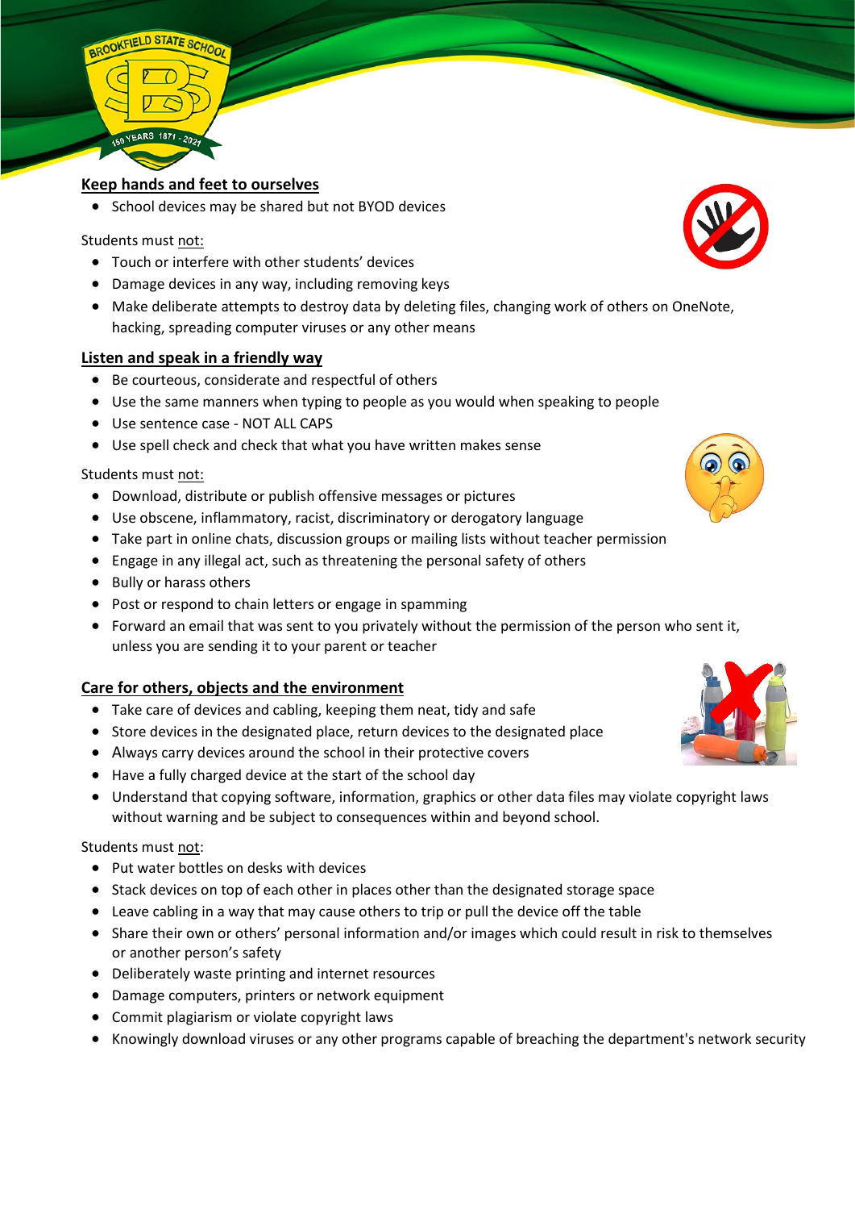## Keep hands and feet to ourselves

- School devices may be shared but not BYOD devices

Students must not:

- Touch or interfere with other students' devices
- Damage devices in any way, including removing keys
- Make deliberate attempts to destroy data by deleting files, changing work of others on OneNote, hacking, spreading computer viruses or any other means

## Listen and speak in a friendly way

- Be courteous, considerate and respectful of others
- Use the same manners when typing to people as you would when speaking to people
- Use sentence case - NOT ALL CAPS
- Use spell check and check that what you have written makes sense

Students must not:

- Download, distribute or publish offensive messages or pictures
- Use obscene, inflammatory, racist, discriminatory or derogatory language
- Take part in online chats, discussion groups or mailing lists without teacher permission
- Engage in any illegal act, such as threatening the personal safety of others
- Bully or harass others
- Post or respond to chain letters or engage in spamming
- Forward an email that was sent to you privately without the permission of the person who sent it, unless you are sending it to your parent or teacher

## Care for others, objects and the environment

- Take care of devices and cabling, keeping them neat, tidy and safe
- Store devices in the designated place, return devices to the designated place
- Always carry devices around the school in their protective covers
- Have a fully charged device at the start of the school day
- Understand that copying software, information, graphics or other data files may violate copyright laws without warning and be subject to consequences within and beyond school.

Students must not:

- Put water bottles on desks with devices
- Stack devices on top of each other in places other than the designated storage space
- Leave cabling in a way that may cause others to trip or pull the device off the table
- Share their own or others' personal information and/or images which could result in risk to themselves or another person's safety
- Deliberately waste printing and internet resources
- Damage computers, printers or network equipment
- Commit plagiarism or violate copyright laws
- Knowingly download viruses or any other programs capable of breaching the department's network security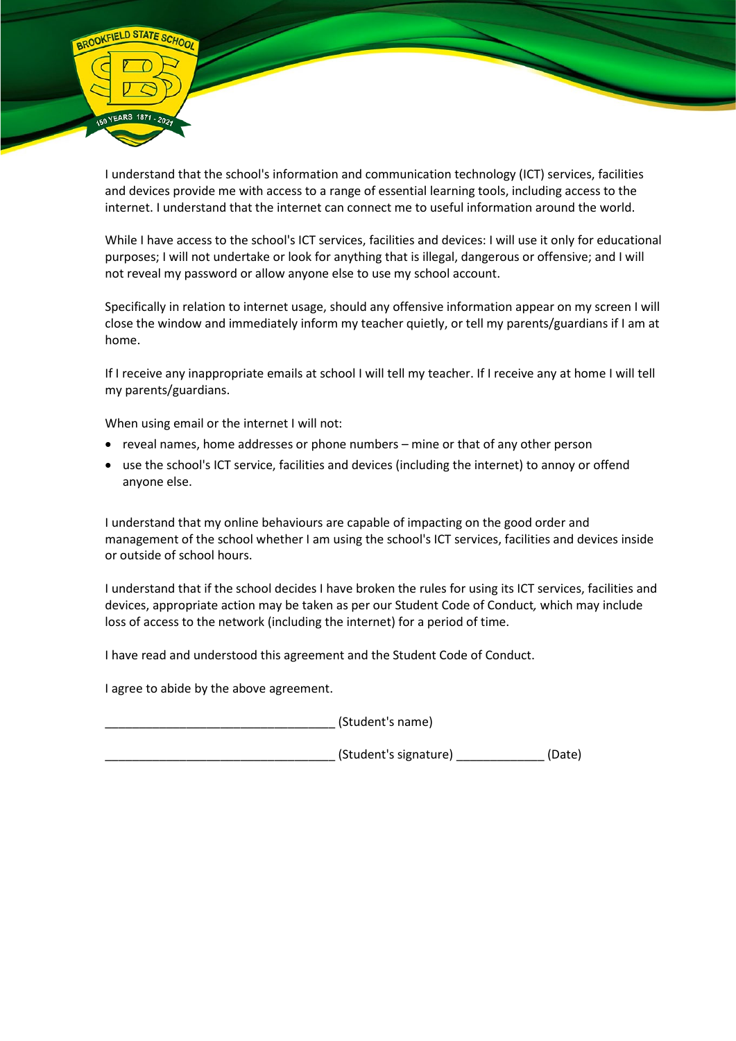I understand that the school's information and communication technology (ICT) services, facilities and devices provide me with access to a range of essential learning tools, including access to the internet. I understand that the internet can connect me to useful information around the world.

While I have access to the school's ICT services, facilities and devices: I will use it only for educational purposes; I will not undertake or look for anything that is illegal, dangerous or offensive; and I will not reveal my password or allow anyone else to use my school account.

Specifically in relation to internet usage, should any offensive information appear on my screen I will close the window and immediately inform my teacher quietly, or tell my parents/guardians if I am at home.

If I receive any inappropriate emails at school I will tell my teacher. If I receive any at home I will tell my parents/guardians.

When using email or the internet I will not:

- reveal names, home addresses or phone numbers – mine or that of any other person
- use the school's ICT service, facilities and devices (including the internet) to annoy or offend anyone else.

I understand that my online behaviours are capable of impacting on the good order and management of the school whether I am using the school's ICT services, facilities and devices inside or outside of school hours.

I understand that if the school decides I have broken the rules for using its ICT services, facilities and devices, appropriate action may be taken as per our Student Code of Conduct, which may include loss of access to the network (including the internet) for a period of time.

I have read and understood this agreement and the Student Code of Conduct.

I agree to abide by the above agreement.

__________________________________ (Student's name)

__________________________________ (Student's signature) _____________ (Date)